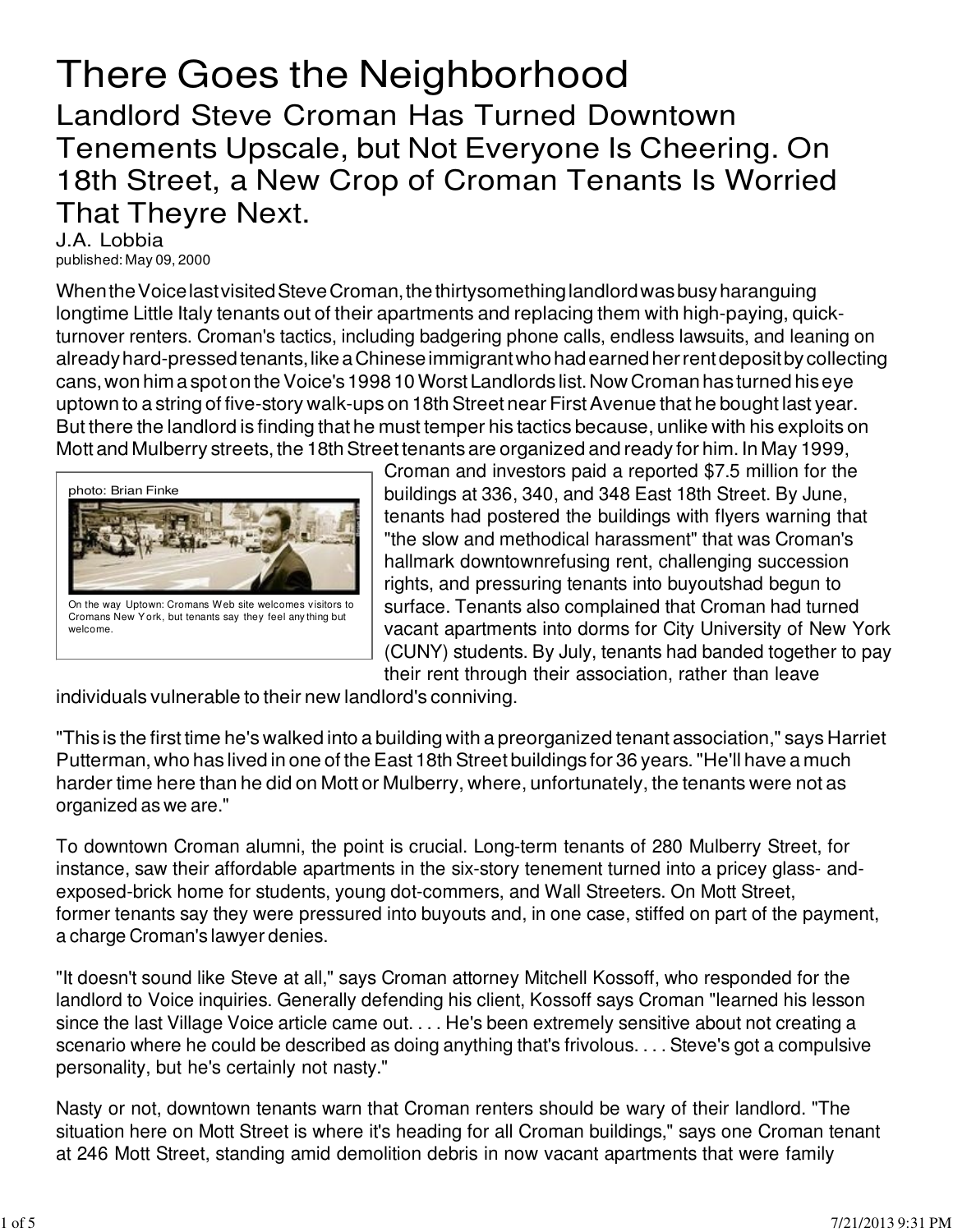# There Goes the Neighborhood

## Landlord Steve Croman Has Turned Downtown Tenements Upscale, but Not Everyone Is Cheering. On 18th Street, a New Crop of Croman Tenants Is Worried That Theyre Next.

J.A. Lobbia
published: May 09, 2000

When the Voice last visited Steve Croman, the thirtysomething landlord was busy haranguing longtime Little Italy tenants out of their apartments and replacing them with high-paying, quick-turnover renters. Croman's tactics, including badgering phone calls, endless lawsuits, and leaning on already hard-pressed tenants, like a Chinese immigrant who had earned her rent deposit by collecting cans, won him a spot on the Voice's 1998 10 Worst Landlords list. Now Croman has turned his eye uptown to a string of five-story walk-ups on 18th Street near First Avenue that he bought last year. But there the landlord is finding that he must temper his tactics because, unlike with his exploits on Mott and Mulberry streets, the 18th Street tenants are organized and ready for him. In May 1999, Croman and investors paid a reported $7.5 million for the buildings at 336, 340, and 348 East 18th Street. By June, tenants had postered the buildings with flyers warning that "the slow and methodical harassment" that was Croman's hallmark downtownrefusing rent, challenging succession rights, and pressuring tenants into buyoutshad begun to surface. Tenants also complained that Croman had turned vacant apartments into dorms for City University of New York (CUNY) students. By July, tenants had banded together to pay their rent through their association, rather than leave individuals vulnerable to their new landlord's conniving.

photo: Brian Finke

On the way Uptown: Cromans Web site welcomes visitors to Cromans New York, but tenants say they feel anything but welcome.

"This is the first time he's walked into a building with a preorganized tenant association," says Harriet Putterman, who has lived in one of the East 18th Street buildings for 36 years. "He'll have a much harder time here than he did on Mott or Mulberry, where, unfortunately, the tenants were not as organized as we are."

To downtown Croman alumni, the point is crucial. Long-term tenants of 280 Mulberry Street, for instance, saw their affordable apartments in the six-story tenement turned into a pricey glass- and-exposed-brick home for students, young dot-commers, and Wall Streeters. On Mott Street, former tenants say they were pressured into buyouts and, in one case, stiffed on part of the payment, a charge Croman's lawyer denies.

"It doesn't sound like Steve at all," says Croman attorney Mitchell Kossoff, who responded for the landlord to Voice inquiries. Generally defending his client, Kossoff says Croman "learned his lesson since the last Village Voice article came out. . . . He's been extremely sensitive about not creating a scenario where he could be described as doing anything that's frivolous. . . . Steve's got a compulsive personality, but he's certainly not nasty."

Nasty or not, downtown tenants warn that Croman renters should be wary of their landlord. "The situation here on Mott Street is where it's heading for all Croman buildings," says one Croman tenant at 246 Mott Street, standing amid demolition debris in now vacant apartments that were family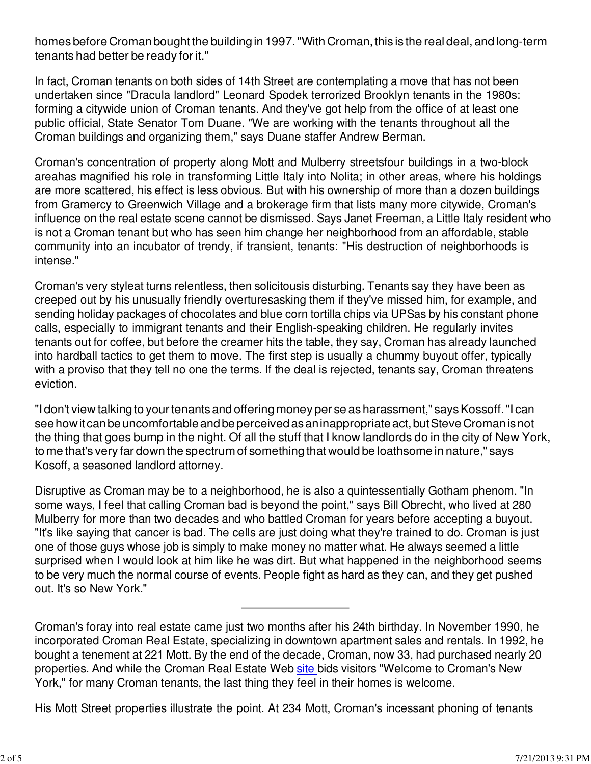homes before Croman bought the building in 1997. "With Croman, this is the real deal, and long-term tenants had better be ready for it."

In fact, Croman tenants on both sides of 14th Street are contemplating a move that has not been undertaken since "Dracula landlord" Leonard Spodek terrorized Brooklyn tenants in the 1980s: forming a citywide union of Croman tenants. And they've got help from the office of at least one public official, State Senator Tom Duane. "We are working with the tenants throughout all the Croman buildings and organizing them," says Duane staffer Andrew Berman.

Croman's concentration of property along Mott and Mulberry streetsfour buildings in a two-block areahas magnified his role in transforming Little Italy into Nolita; in other areas, where his holdings are more scattered, his effect is less obvious. But with his ownership of more than a dozen buildings from Gramercy to Greenwich Village and a brokerage firm that lists many more citywide, Croman's influence on the real estate scene cannot be dismissed. Says Janet Freeman, a Little Italy resident who is not a Croman tenant but who has seen him change her neighborhood from an affordable, stable community into an incubator of trendy, if transient, tenants: "His destruction of neighborhoods is intense."

Croman's very styleat turns relentless, then solicitousis disturbing. Tenants say they have been as creeped out by his unusually friendly overturesasking them if they've missed him, for example, and sending holiday packages of chocolates and blue corn tortilla chips via UPSas by his constant phone calls, especially to immigrant tenants and their English-speaking children. He regularly invites tenants out for coffee, but before the creamer hits the table, they say, Croman has already launched into hardball tactics to get them to move. The first step is usually a chummy buyout offer, typically with a proviso that they tell no one the terms. If the deal is rejected, tenants say, Croman threatens eviction.

"I don't view talking to your tenants and offering money per se as harassment," says Kossoff. "I can see how it can be uncomfortable and be perceived as an inappropriate act, but Steve Croman is not the thing that goes bump in the night. Of all the stuff that I know landlords do in the city of New York, to me that's very far down the spectrum of something that would be loathsome in nature," says Kosoff, a seasoned landlord attorney.

Disruptive as Croman may be to a neighborhood, he is also a quintessentially Gotham phenom. "In some ways, I feel that calling Croman bad is beyond the point," says Bill Obrecht, who lived at 280 Mulberry for more than two decades and who battled Croman for years before accepting a buyout. "It's like saying that cancer is bad. The cells are just doing what they're trained to do. Croman is just one of those guys whose job is simply to make money no matter what. He always seemed a little surprised when I would look at him like he was dirt. But what happened in the neighborhood seems to be very much the normal course of events. People fight as hard as they can, and they get pushed out. It's so New York."

---

Croman's foray into real estate came just two months after his 24th birthday. In November 1990, he incorporated Croman Real Estate, specializing in downtown apartment sales and rentals. In 1992, he bought a tenement at 221 Mott. By the end of the decade, Croman, now 33, had purchased nearly 20 properties. And while the Croman Real Estate Web site bids visitors "Welcome to Croman's New York," for many Croman tenants, the last thing they feel in their homes is welcome.

His Mott Street properties illustrate the point. At 234 Mott, Croman's incessant phoning of tenants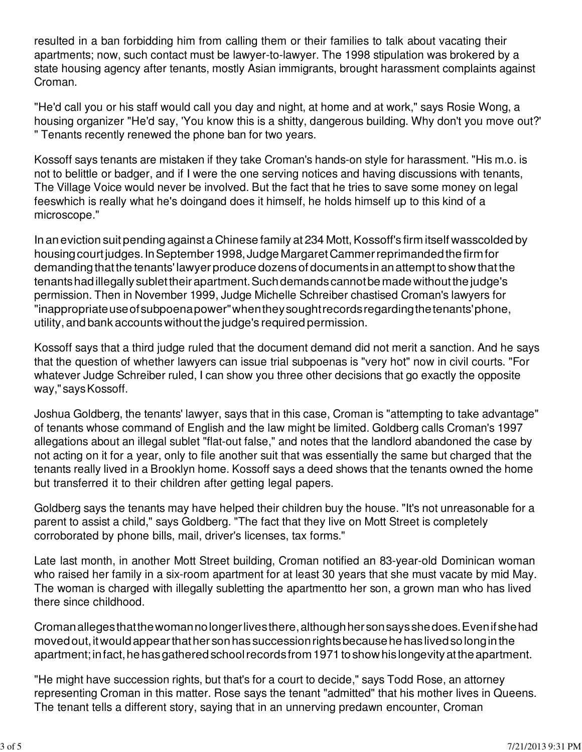resulted in a ban forbidding him from calling them or their families to talk about vacating their apartments; now, such contact must be lawyer-to-lawyer. The 1998 stipulation was brokered by a state housing agency after tenants, mostly Asian immigrants, brought harassment complaints against Croman.

"He'd call you or his staff would call you day and night, at home and at work," says Rosie Wong, a housing organizer "He'd say, 'You know this is a shitty, dangerous building. Why don't you move out?' " Tenants recently renewed the phone ban for two years.

Kossoff says tenants are mistaken if they take Croman's hands-on style for harassment. "His m.o. is not to belittle or badger, and if I were the one serving notices and having discussions with tenants, The Village Voice would never be involved. But the fact that he tries to save some money on legal feeswhich is really what he's doingand does it himself, he holds himself up to this kind of a microscope."

In an eviction suit pending against a Chinese family at 234 Mott, Kossoff's firm itself wasscolded by housing court judges. In September 1998, Judge Margaret Cammer reprimanded the firm for demanding that the tenants' lawyer produce dozens of documents in an attempt to show that the tenants had illegally sublet their apartment. Such demands cannot be made without the judge's permission. Then in November 1999, Judge Michelle Schreiber chastised Croman's lawyers for "inappropriate use of subpoena power" when they sought records regarding the tenants' phone, utility, and bank accounts without the judge's required permission.

Kossoff says that a third judge ruled that the document demand did not merit a sanction. And he says that the question of whether lawyers can issue trial subpoenas is "very hot" now in civil courts. "For whatever Judge Schreiber ruled, I can show you three other decisions that go exactly the opposite way," says Kossoff.

Joshua Goldberg, the tenants' lawyer, says that in this case, Croman is "attempting to take advantage" of tenants whose command of English and the law might be limited. Goldberg calls Croman's 1997 allegations about an illegal sublet "flat-out false," and notes that the landlord abandoned the case by not acting on it for a year, only to file another suit that was essentially the same but charged that the tenants really lived in a Brooklyn home. Kossoff says a deed shows that the tenants owned the home but transferred it to their children after getting legal papers.

Goldberg says the tenants may have helped their children buy the house. "It's not unreasonable for a parent to assist a child," says Goldberg. "The fact that they live on Mott Street is completely corroborated by phone bills, mail, driver's licenses, tax forms."

Late last month, in another Mott Street building, Croman notified an 83-year-old Dominican woman who raised her family in a six-room apartment for at least 30 years that she must vacate by mid May. The woman is charged with illegally subletting the apartmentto her son, a grown man who has lived there since childhood.

Croman alleges that the woman no longer lives there, although her son says she does. Even if she had moved out, it would appear that her son has succession rights because he has lived so long in the apartment; in fact, he has gathered school records from 1971 to show his longevity at the apartment.

"He might have succession rights, but that's for a court to decide," says Todd Rose, an attorney representing Croman in this matter. Rose says the tenant "admitted" that his mother lives in Queens. The tenant tells a different story, saying that in an unnerving predawn encounter, Croman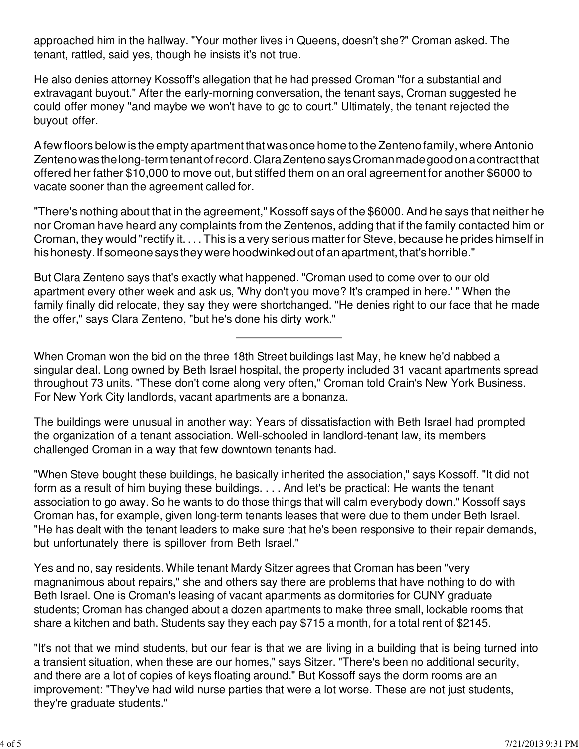approached him in the hallway. "Your mother lives in Queens, doesn't she?" Croman asked. The tenant, rattled, said yes, though he insists it's not true.

He also denies attorney Kossoff's allegation that he had pressed Croman "for a substantial and extravagant buyout." After the early-morning conversation, the tenant says, Croman suggested he could offer money "and maybe we won't have to go to court." Ultimately, the tenant rejected the buyout offer.

A few floors below is the empty apartment that was once home to the Zenteno family, where Antonio Zenteno was the long-term tenant of record. Clara Zenteno says Croman made good on a contract that offered her father $10,000 to move out, but stiffed them on an oral agreement for another $6000 to vacate sooner than the agreement called for.

"There's nothing about that in the agreement," Kossoff says of the $6000. And he says that neither he nor Croman have heard any complaints from the Zentenos, adding that if the family contacted him or Croman, they would "rectify it. . . . This is a very serious matter for Steve, because he prides himself in his honesty. If someone says they were hoodwinked out of an apartment, that's horrible."

But Clara Zenteno says that's exactly what happened. "Croman used to come over to our old apartment every other week and ask us, 'Why don't you move? It's cramped in here.' " When the family finally did relocate, they say they were shortchanged. "He denies right to our face that he made the offer," says Clara Zenteno, "but he's done his dirty work."

---

When Croman won the bid on the three 18th Street buildings last May, he knew he'd nabbed a singular deal. Long owned by Beth Israel hospital, the property included 31 vacant apartments spread throughout 73 units. "These don't come along very often," Croman told Crain's New York Business. For New York City landlords, vacant apartments are a bonanza.

The buildings were unusual in another way: Years of dissatisfaction with Beth Israel had prompted the organization of a tenant association. Well-schooled in landlord-tenant law, its members challenged Croman in a way that few downtown tenants had.

"When Steve bought these buildings, he basically inherited the association," says Kossoff. "It did not form as a result of him buying these buildings. . . . And let's be practical: He wants the tenant association to go away. So he wants to do those things that will calm everybody down." Kossoff says Croman has, for example, given long-term tenants leases that were due to them under Beth Israel. "He has dealt with the tenant leaders to make sure that he's been responsive to their repair demands, but unfortunately there is spillover from Beth Israel."

Yes and no, say residents. While tenant Mardy Sitzer agrees that Croman has been "very magnanimous about repairs," she and others say there are problems that have nothing to do with Beth Israel. One is Croman's leasing of vacant apartments as dormitories for CUNY graduate students; Croman has changed about a dozen apartments to make three small, lockable rooms that share a kitchen and bath. Students say they each pay $715 a month, for a total rent of $2145.

"It's not that we mind students, but our fear is that we are living in a building that is being turned into a transient situation, when these are our homes," says Sitzer. "There's been no additional security, and there are a lot of copies of keys floating around." But Kossoff says the dorm rooms are an improvement: "They've had wild nurse parties that were a lot worse. These are not just students, they're graduate students."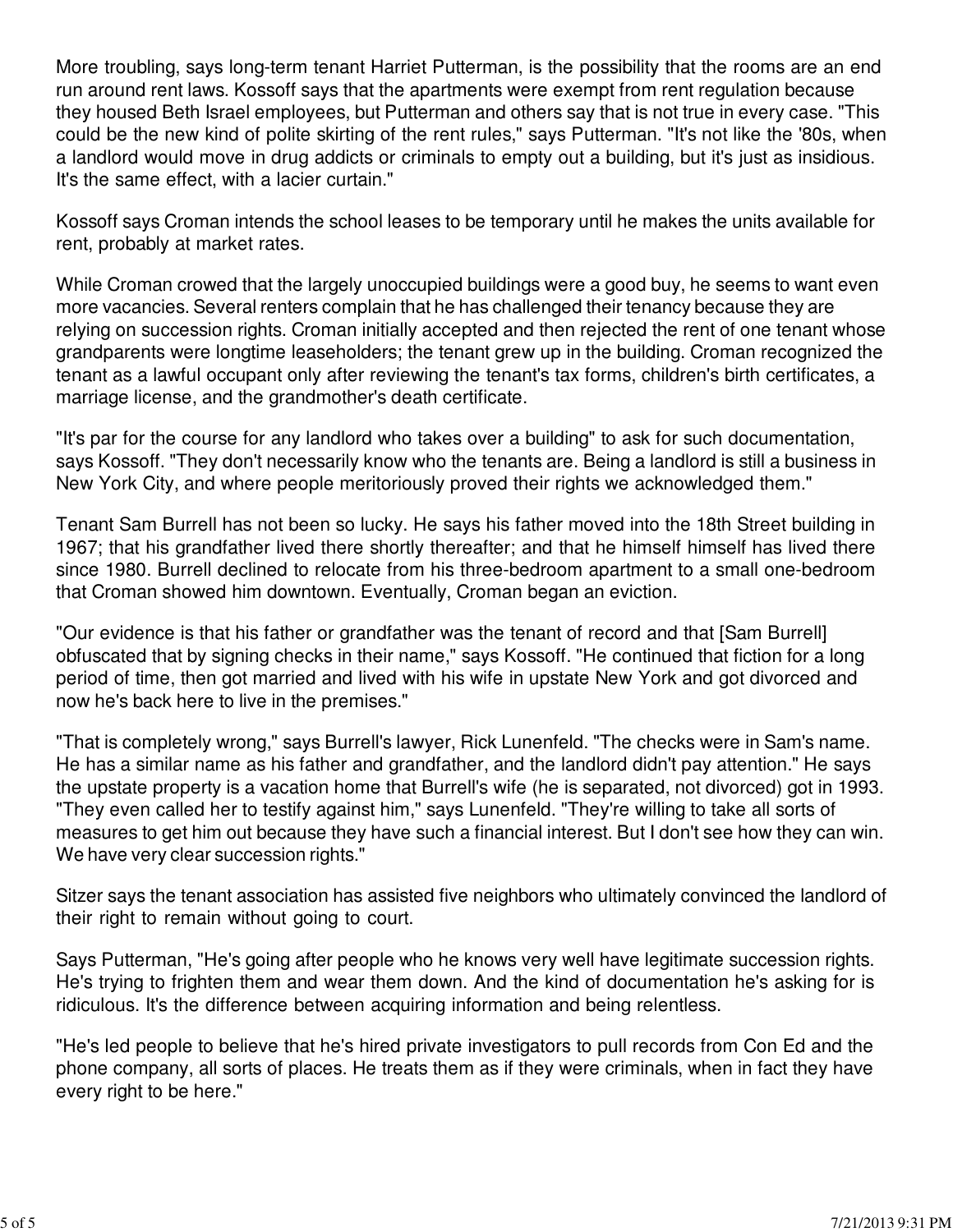More troubling, says long-term tenant Harriet Putterman, is the possibility that the rooms are an end run around rent laws. Kossoff says that the apartments were exempt from rent regulation because they housed Beth Israel employees, but Putterman and others say that is not true in every case. "This could be the new kind of polite skirting of the rent rules," says Putterman. "It's not like the '80s, when a landlord would move in drug addicts or criminals to empty out a building, but it's just as insidious. It's the same effect, with a lacier curtain."

Kossoff says Croman intends the school leases to be temporary until he makes the units available for rent, probably at market rates.

While Croman crowed that the largely unoccupied buildings were a good buy, he seems to want even more vacancies. Several renters complain that he has challenged their tenancy because they are relying on succession rights. Croman initially accepted and then rejected the rent of one tenant whose grandparents were longtime leaseholders; the tenant grew up in the building. Croman recognized the tenant as a lawful occupant only after reviewing the tenant's tax forms, children's birth certificates, a marriage license, and the grandmother's death certificate.

"It's par for the course for any landlord who takes over a building" to ask for such documentation, says Kossoff. "They don't necessarily know who the tenants are. Being a landlord is still a business in New York City, and where people meritoriously proved their rights we acknowledged them."

Tenant Sam Burrell has not been so lucky. He says his father moved into the 18th Street building in 1967; that his grandfather lived there shortly thereafter; and that he himself himself has lived there since 1980. Burrell declined to relocate from his three-bedroom apartment to a small one-bedroom that Croman showed him downtown. Eventually, Croman began an eviction.

"Our evidence is that his father or grandfather was the tenant of record and that [Sam Burrell] obfuscated that by signing checks in their name," says Kossoff. "He continued that fiction for a long period of time, then got married and lived with his wife in upstate New York and got divorced and now he's back here to live in the premises."

"That is completely wrong," says Burrell's lawyer, Rick Lunenfeld. "The checks were in Sam's name. He has a similar name as his father and grandfather, and the landlord didn't pay attention." He says the upstate property is a vacation home that Burrell's wife (he is separated, not divorced) got in 1993. "They even called her to testify against him," says Lunenfeld. "They're willing to take all sorts of measures to get him out because they have such a financial interest. But I don't see how they can win. We have very clear succession rights."

Sitzer says the tenant association has assisted five neighbors who ultimately convinced the landlord of their right to remain without going to court.

Says Putterman, "He's going after people who he knows very well have legitimate succession rights. He's trying to frighten them and wear them down. And the kind of documentation he's asking for is ridiculous. It's the difference between acquiring information and being relentless.

"He's led people to believe that he's hired private investigators to pull records from Con Ed and the phone company, all sorts of places. He treats them as if they were criminals, when in fact they have every right to be here."